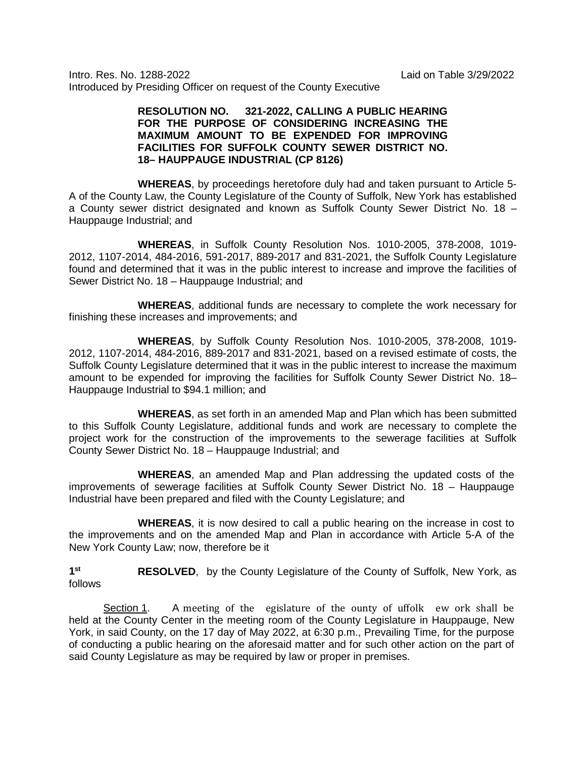Intro. Res. No. 1288-2022 Laid on Table 3/29/2022
Introduced by Presiding Officer on request of the County Executive

**RESOLUTION NO. 321-2022, CALLING A PUBLIC HEARING FOR THE PURPOSE OF CONSIDERING INCREASING THE MAXIMUM AMOUNT TO BE EXPENDED FOR IMPROVING FACILITIES FOR SUFFOLK COUNTY SEWER DISTRICT NO. 18– HAUPPAUGE INDUSTRIAL (CP 8126)**

**WHEREAS**, by proceedings heretofore duly had and taken pursuant to Article 5-A of the County Law, the County Legislature of the County of Suffolk, New York has established a County sewer district designated and known as Suffolk County Sewer District No. 18 – Hauppauge Industrial; and

**WHEREAS**, in Suffolk County Resolution Nos. 1010-2005, 378-2008, 1019-2012, 1107-2014, 484-2016, 591-2017, 889-2017 and 831-2021, the Suffolk County Legislature found and determined that it was in the public interest to increase and improve the facilities of Sewer District No. 18 – Hauppauge Industrial; and

**WHEREAS**, additional funds are necessary to complete the work necessary for finishing these increases and improvements; and

**WHEREAS**, by Suffolk County Resolution Nos. 1010-2005, 378-2008, 1019-2012, 1107-2014, 484-2016, 889-2017 and 831-2021, based on a revised estimate of costs, the Suffolk County Legislature determined that it was in the public interest to increase the maximum amount to be expended for improving the facilities for Suffolk County Sewer District No. 18– Hauppauge Industrial to $94.1 million; and

**WHEREAS**, as set forth in an amended Map and Plan which has been submitted to this Suffolk County Legislature, additional funds and work are necessary to complete the project work for the construction of the improvements to the sewerage facilities at Suffolk County Sewer District No. 18 – Hauppauge Industrial; and

**WHEREAS**, an amended Map and Plan addressing the updated costs of the improvements of sewerage facilities at Suffolk County Sewer District No. 18 – Hauppauge Industrial have been prepared and filed with the County Legislature; and

**WHEREAS**, it is now desired to call a public hearing on the increase in cost to the improvements and on the amended Map and Plan in accordance with Article 5-A of the New York County Law; now, therefore be it

**1st RESOLVED**, by the County Legislature of the County of Suffolk, New York, as follows

Section 1. A meeting of the egislature of the ounty of uffolk ew ork shall be held at the County Center in the meeting room of the County Legislature in Hauppauge, New York, in said County, on the 17 day of May 2022, at 6:30 p.m., Prevailing Time, for the purpose of conducting a public hearing on the aforesaid matter and for such other action on the part of said County Legislature as may be required by law or proper in premises.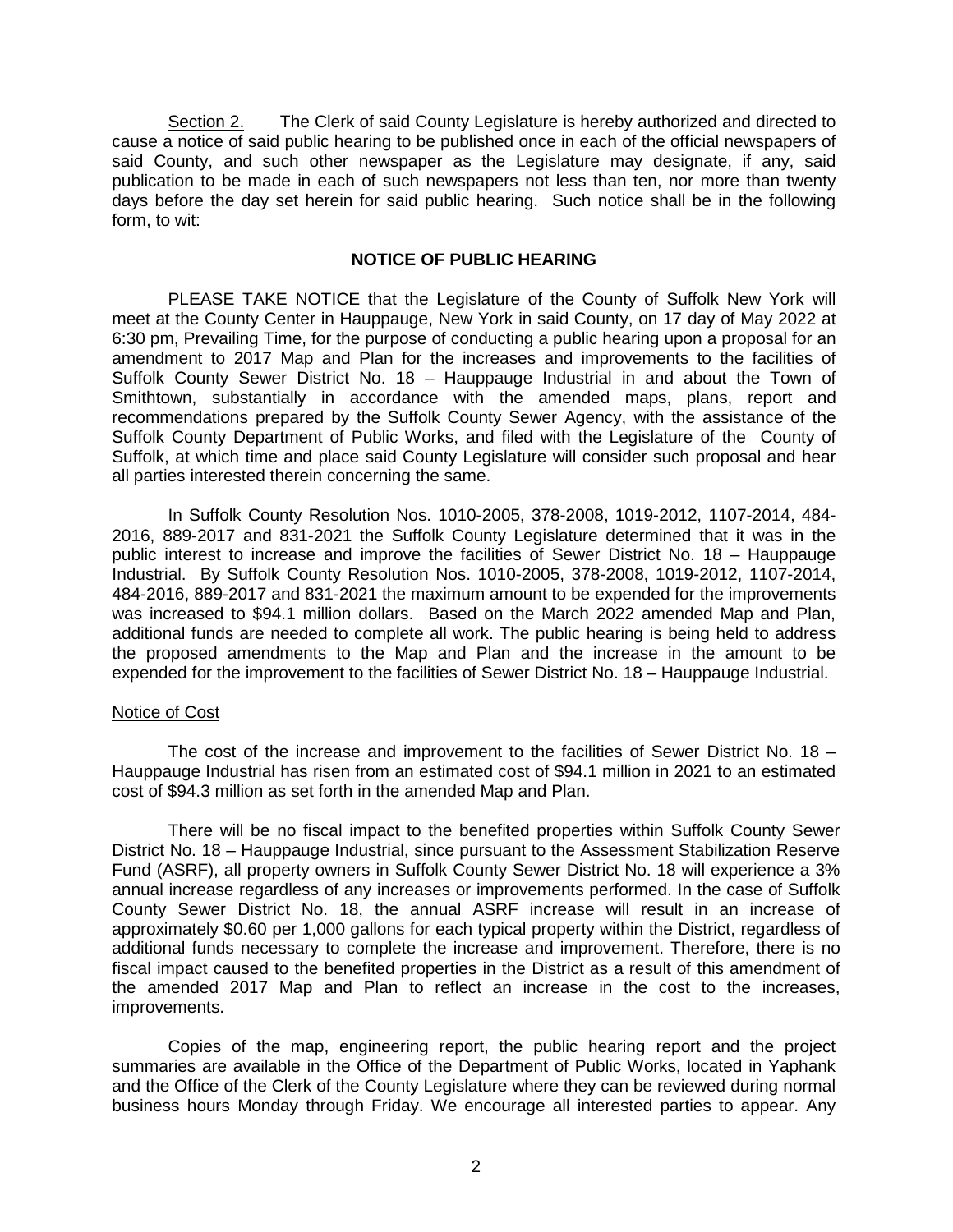Section 2. The Clerk of said County Legislature is hereby authorized and directed to cause a notice of said public hearing to be published once in each of the official newspapers of said County, and such other newspaper as the Legislature may designate, if any, said publication to be made in each of such newspapers not less than ten, nor more than twenty days before the day set herein for said public hearing. Such notice shall be in the following form, to wit:

**NOTICE OF PUBLIC HEARING**

PLEASE TAKE NOTICE that the Legislature of the County of Suffolk New York will meet at the County Center in Hauppauge, New York in said County, on 17 day of May 2022 at 6:30 pm, Prevailing Time, for the purpose of conducting a public hearing upon a proposal for an amendment to 2017 Map and Plan for the increases and improvements to the facilities of Suffolk County Sewer District No. 18 – Hauppauge Industrial in and about the Town of Smithtown, substantially in accordance with the amended maps, plans, report and recommendations prepared by the Suffolk County Sewer Agency, with the assistance of the Suffolk County Department of Public Works, and filed with the Legislature of the County of Suffolk, at which time and place said County Legislature will consider such proposal and hear all parties interested therein concerning the same.

In Suffolk County Resolution Nos. 1010-2005, 378-2008, 1019-2012, 1107-2014, 484-2016, 889-2017 and 831-2021 the Suffolk County Legislature determined that it was in the public interest to increase and improve the facilities of Sewer District No. 18 – Hauppauge Industrial. By Suffolk County Resolution Nos. 1010-2005, 378-2008, 1019-2012, 1107-2014, 484-2016, 889-2017 and 831-2021 the maximum amount to be expended for the improvements was increased to $94.1 million dollars. Based on the March 2022 amended Map and Plan, additional funds are needed to complete all work. The public hearing is being held to address the proposed amendments to the Map and Plan and the increase in the amount to be expended for the improvement to the facilities of Sewer District No. 18 – Hauppauge Industrial.

Notice of Cost

The cost of the increase and improvement to the facilities of Sewer District No. 18 – Hauppauge Industrial has risen from an estimated cost of $94.1 million in 2021 to an estimated cost of $94.3 million as set forth in the amended Map and Plan.

There will be no fiscal impact to the benefited properties within Suffolk County Sewer District No. 18 – Hauppauge Industrial, since pursuant to the Assessment Stabilization Reserve Fund (ASRF), all property owners in Suffolk County Sewer District No. 18 will experience a 3% annual increase regardless of any increases or improvements performed. In the case of Suffolk County Sewer District No. 18, the annual ASRF increase will result in an increase of approximately $0.60 per 1,000 gallons for each typical property within the District, regardless of additional funds necessary to complete the increase and improvement. Therefore, there is no fiscal impact caused to the benefited properties in the District as a result of this amendment of the amended 2017 Map and Plan to reflect an increase in the cost to the increases, improvements.

Copies of the map, engineering report, the public hearing report and the project summaries are available in the Office of the Department of Public Works, located in Yaphank and the Office of the Clerk of the County Legislature where they can be reviewed during normal business hours Monday through Friday. We encourage all interested parties to appear. Any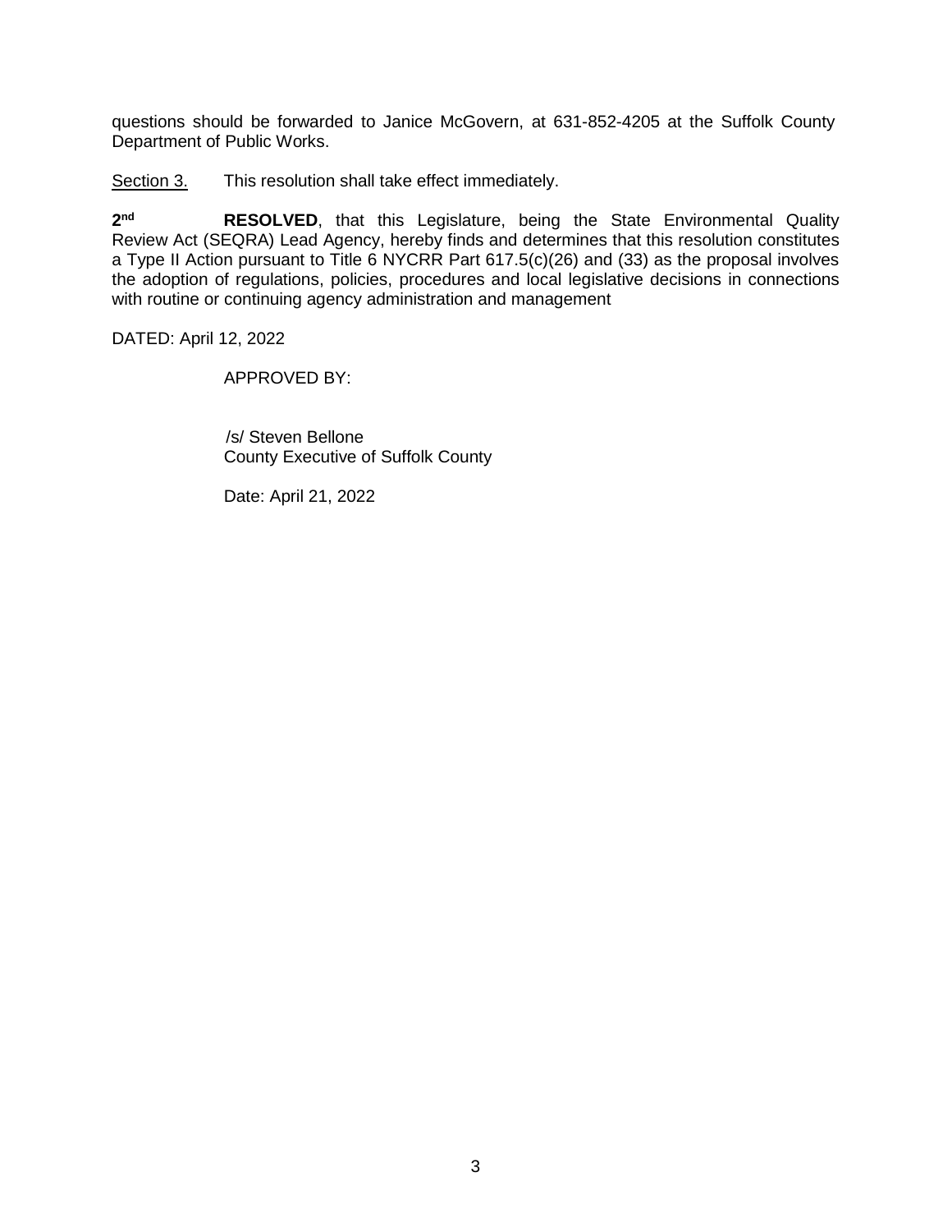questions should be forwarded to Janice McGovern, at 631-852-4205 at the Suffolk County Department of Public Works.

Section 3. This resolution shall take effect immediately.

2nd **RESOLVED**, that this Legislature, being the State Environmental Quality Review Act (SEQRA) Lead Agency, hereby finds and determines that this resolution constitutes a Type II Action pursuant to Title 6 NYCRR Part 617.5(c)(26) and (33) as the proposal involves the adoption of regulations, policies, procedures and local legislative decisions in connections with routine or continuing agency administration and management

DATED: April 12, 2022

APPROVED BY:

/s/ Steven Bellone
County Executive of Suffolk County

Date: April 21, 2022